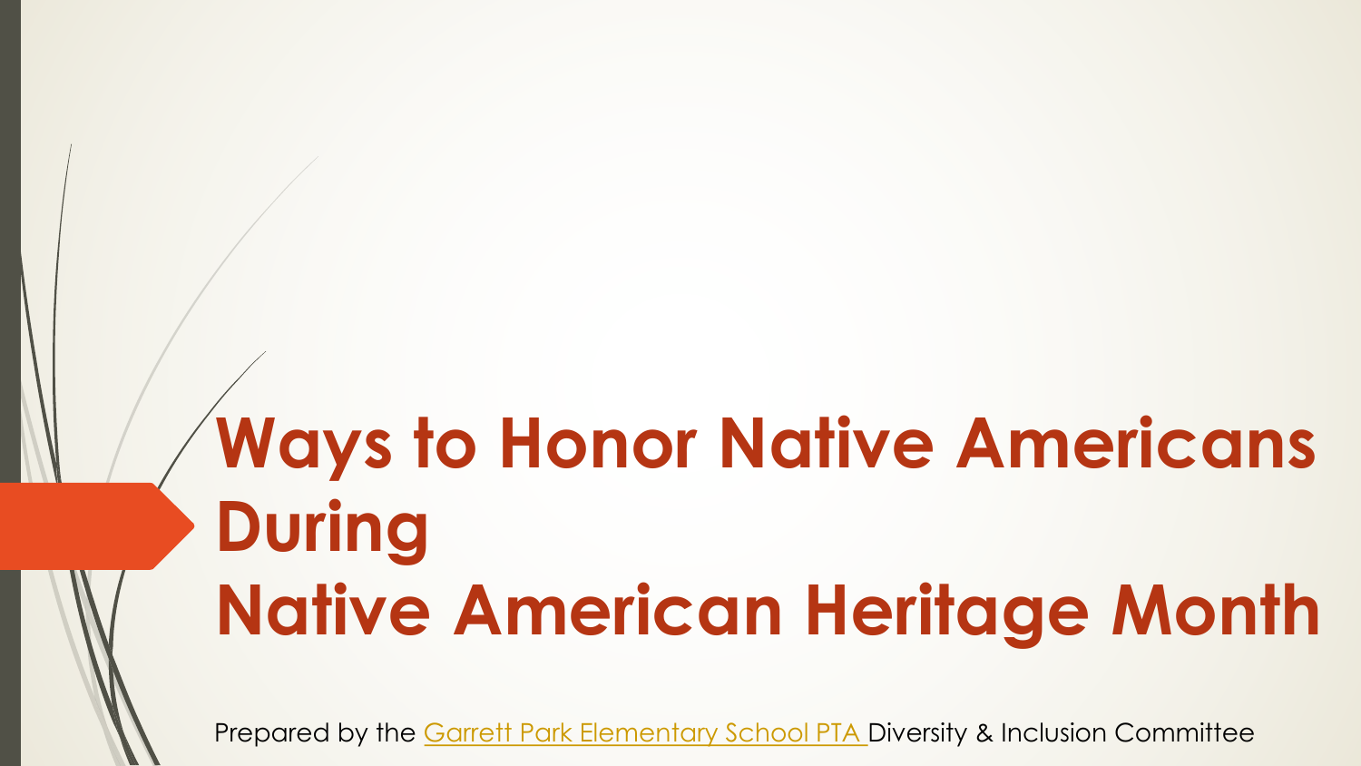# Ways to Honor Native Americans During Native American Heritage Month

Prepared by the Garrett Park Elementary School PTA Diversity & Inclusion Committee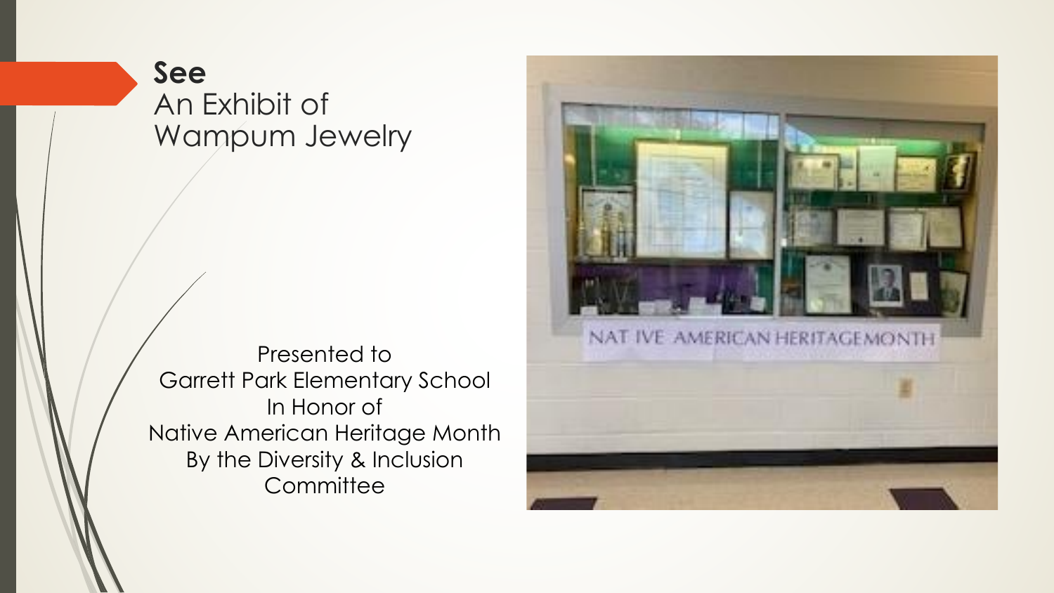**See**
An Exhibit of
Wampum Jewelry

Presented to
Garrett Park Elementary School
In Honor of
Native American Heritage Month
By the Diversity & Inclusion
Committee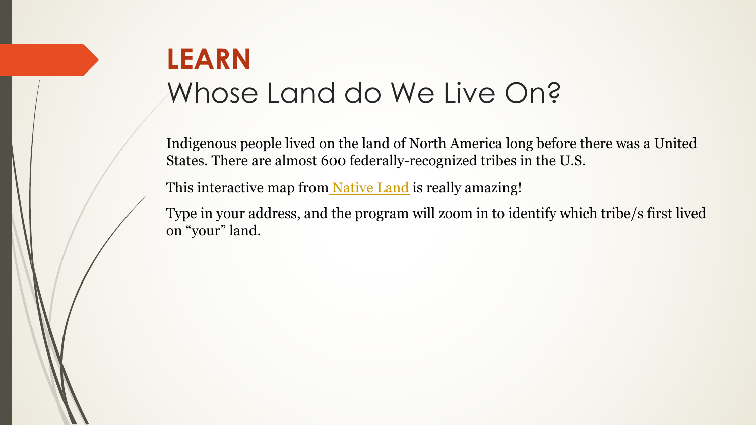# **LEARN**
# Whose Land do We Live On?

Indigenous people lived on the land of North America long before there was a United States. There are almost 600 federally-recognized tribes in the U.S.

This interactive map from Native Land is really amazing!

Type in your address, and the program will zoom in to identify which tribe/s first lived on “your” land.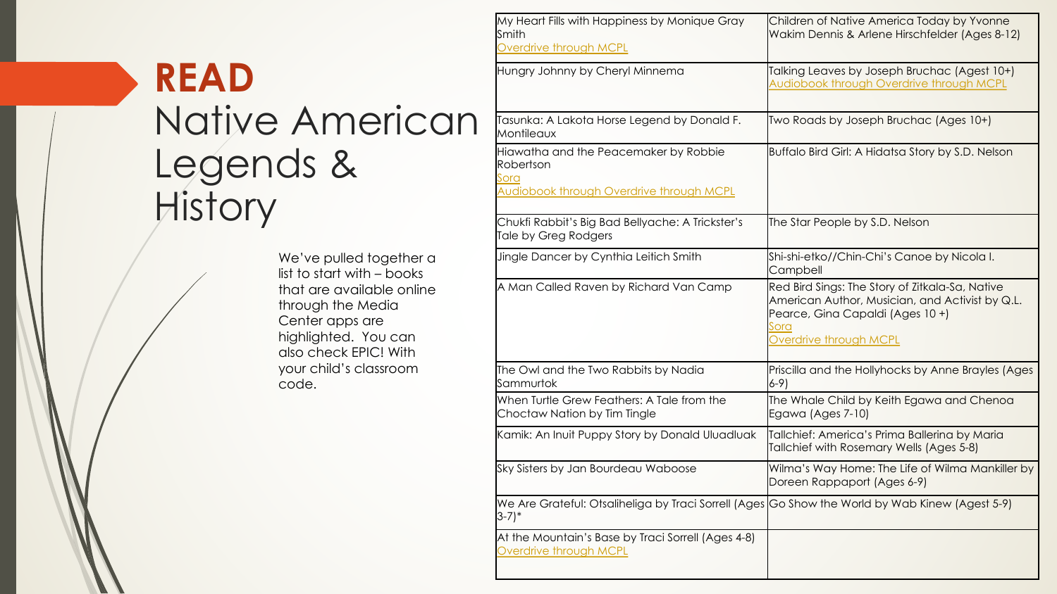# READ Native American Legends & History

We've pulled together a list to start with – books that are available online through the Media Center apps are highlighted. You can also check EPIC! With your child's classroom code.

| | |
|---|---|
| My Heart Fills with Happiness by Monique Gray Smith<br>Overdrive through MCPL | Children of Native America Today by Yvonne Wakim Dennis & Arlene Hirschfelder (Ages 8-12) |
| Hungry Johnny by Cheryl Minnema | Talking Leaves by Joseph Bruchac (Agest 10+)<br>Audiobook through Overdrive through MCPL |
| Tasunka: A Lakota Horse Legend by Donald F. Montileaux | Two Roads by Joseph Bruchac (Ages 10+) |
| Hiawatha and the Peacemaker by Robbie Robertson<br>Sora<br>Audiobook through Overdrive through MCPL | Buffalo Bird Girl: A Hidatsa Story by S.D. Nelson |
| Chukfi Rabbit's Big Bad Bellyache: A Trickster's Tale by Greg Rodgers | The Star People by S.D. Nelson |
| Jingle Dancer by Cynthia Leitich Smith | Shi-shi-etko//Chin-Chi's Canoe by Nicola I. Campbell |
| A Man Called Raven by Richard Van Camp | Red Bird Sings: The Story of Zitkala-Sa, Native American Author, Musician, and Activist by Q.L. Pearce, Gina Capaldi (Ages 10 +)<br>Sora<br>Overdrive through MCPL |
| The Owl and the Two Rabbits by Nadia Sammurtok | Priscilla and the Hollyhocks by Anne Brayles (Ages 6-9) |
| When Turtle Grew Feathers: A Tale from the Choctaw Nation by Tim Tingle | The Whale Child by Keith Egawa and Chenoa Egawa (Ages 7-10) |
| Kamik: An Inuit Puppy Story by Donald Uluadluak | Tallchief: America's Prima Ballerina by Maria Tallchief with Rosemary Wells (Ages 5-8) |
| Sky Sisters by Jan Bourdeau Waboose | Wilma's Way Home: The Life of Wilma Mankiller by Doreen Rappaport (Ages 6-9) |
| We Are Grateful: Otsaliheliga by Traci Sorrell (Ages 3-7)* | Go Show the World by Wab Kinew (Agest 5-9) |
| At the Mountain's Base by Traci Sorrell (Ages 4-8)<br>Overdrive through MCPL | |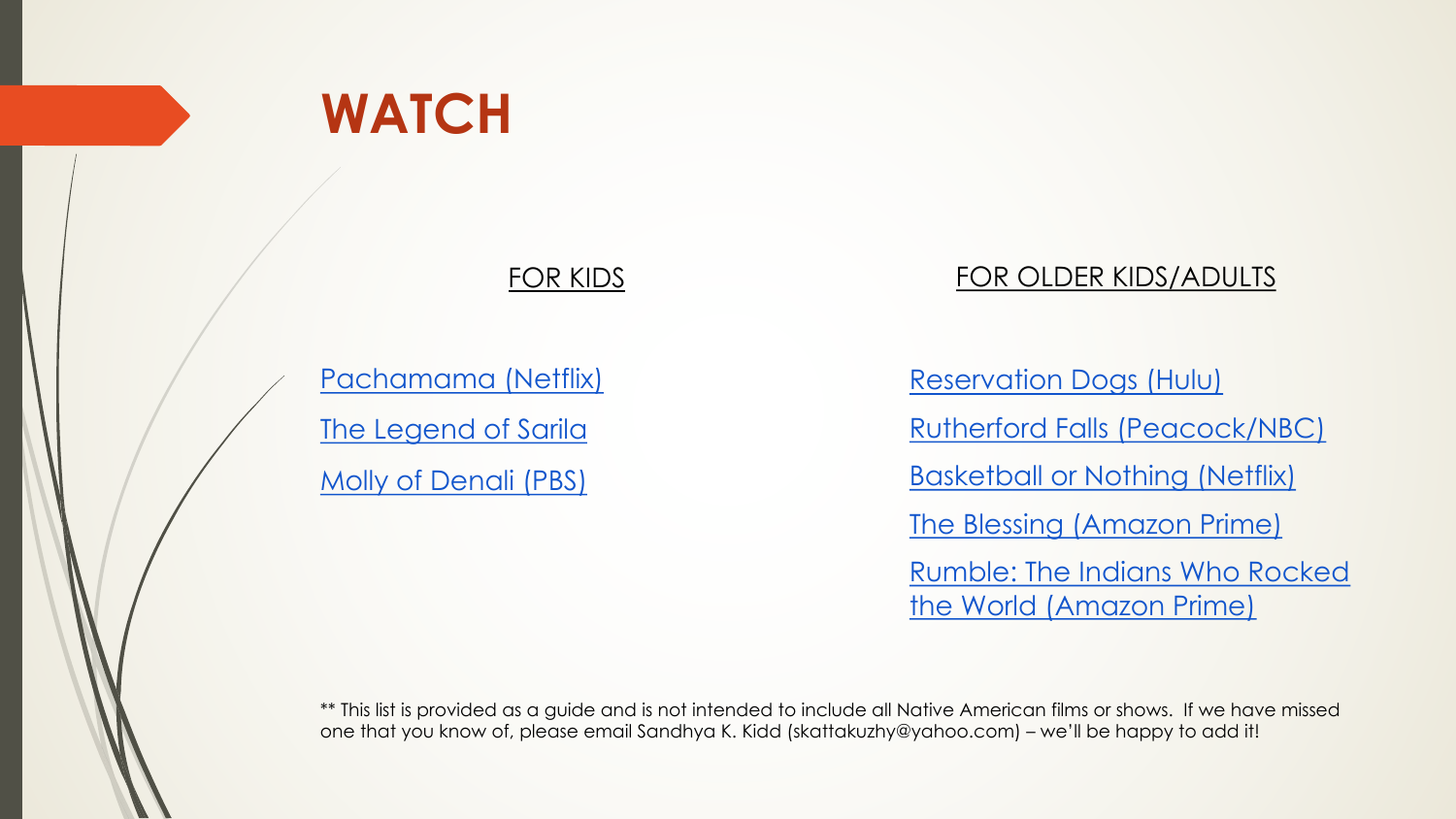# WATCH

## FOR KIDS

- Pachamama (Netflix)
- The Legend of Sarila
- Molly of Denali (PBS)

## FOR OLDER KIDS/ADULTS

- Reservation Dogs (Hulu)
- Rutherford Falls (Peacock/NBC)
- Basketball or Nothing (Netflix)
- The Blessing (Amazon Prime)
- Rumble: The Indians Who Rocked the World (Amazon Prime)

** This list is provided as a guide and is not intended to include all Native American films or shows. If we have missed one that you know of, please email Sandhya K. Kidd (skattakuzhy@yahoo.com) – we'll be happy to add it!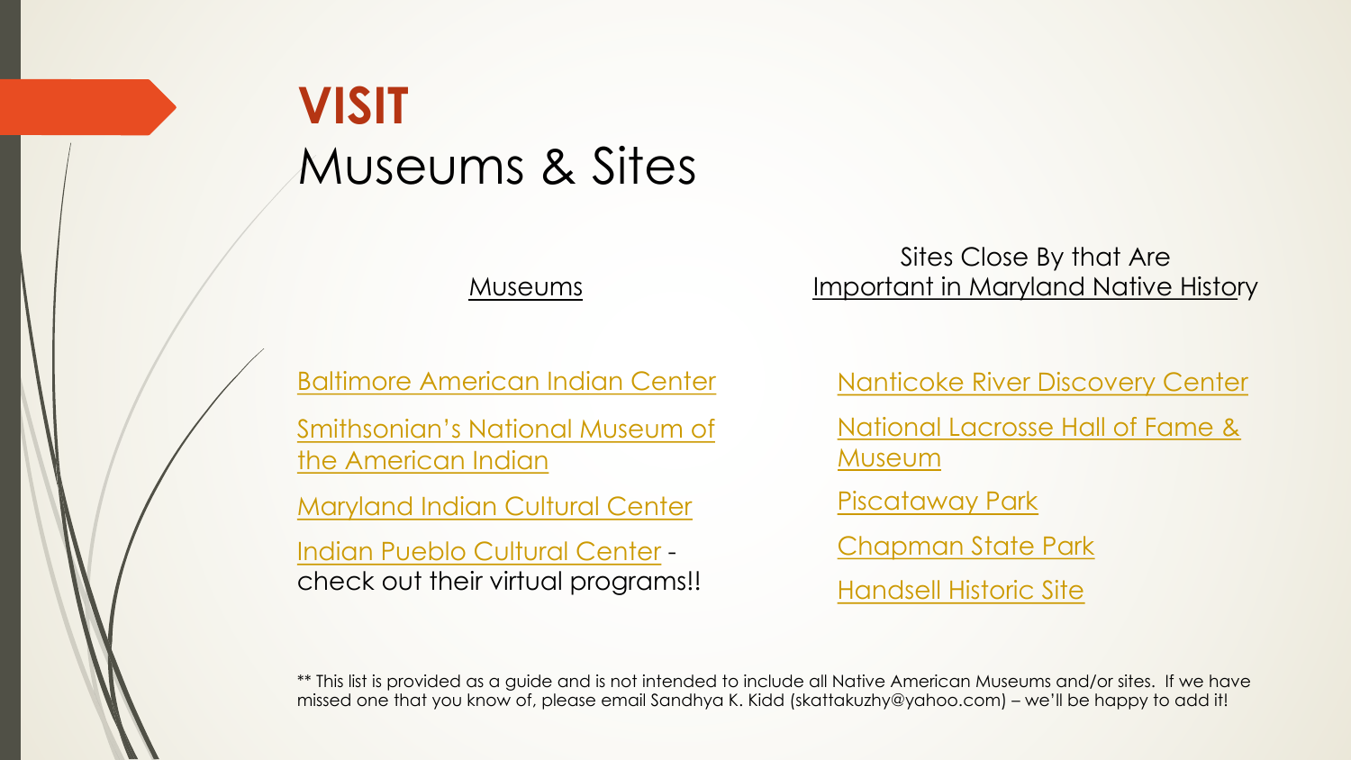# **VISIT**
## Museums & Sites

### Museums

- Baltimore American Indian Center
- Smithsonian's National Museum of the American Indian
- Maryland Indian Cultural Center
- Indian Pueblo Cultural Center - check out their virtual programs!!

### Sites Close By that Are Important in Maryland Native History

- Nanticoke River Discovery Center
- National Lacrosse Hall of Fame & Museum
- Piscataway Park
- Chapman State Park
- Handsell Historic Site

** This list is provided as a guide and is not intended to include all Native American Museums and/or sites. If we have missed one that you know of, please email Sandhya K. Kidd (skattakuzhy@yahoo.com) – we'll be happy to add it!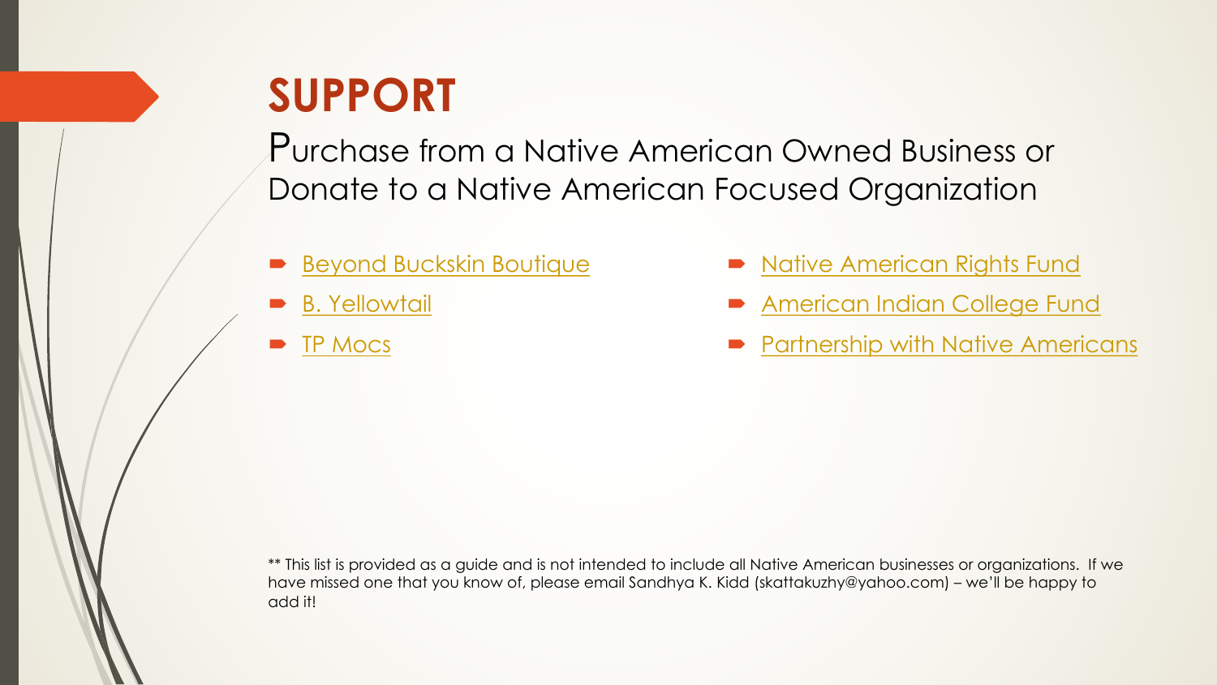# SUPPORT

Purchase from a Native American Owned Business or Donate to a Native American Focused Organization

- Beyond Buckskin Boutique
- B. Yellowtail
- TP Mocs

- Native American Rights Fund
- American Indian College Fund
- Partnership with Native Americans

** This list is provided as a guide and is not intended to include all Native American businesses or organizations. If we have missed one that you know of, please email Sandhya K. Kidd (skattakuzhy@yahoo.com) – we'll be happy to add it!